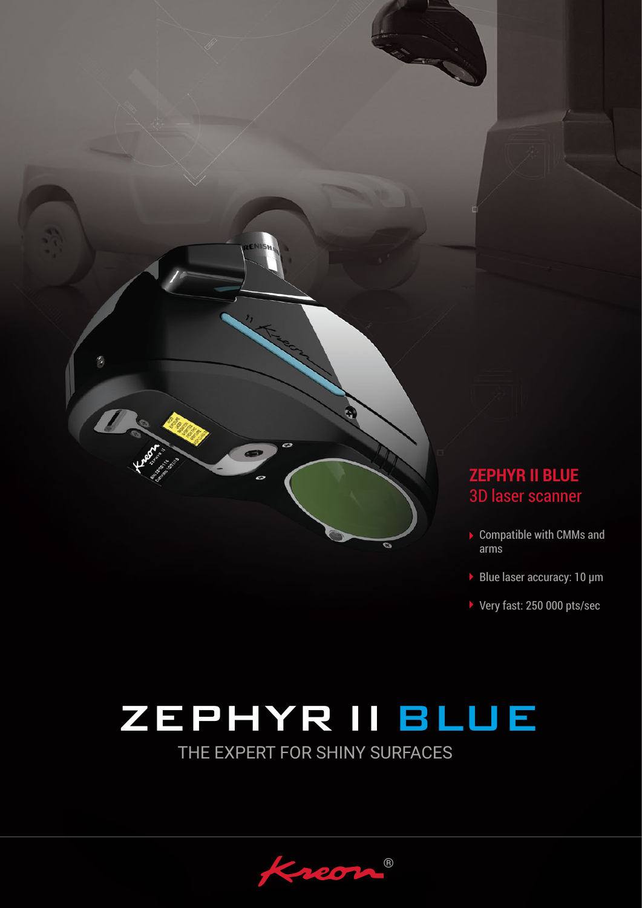## ZEPHYR II BLUE
3D laser scanner

- Compatible with CMMs and arms
- Blue laser accuracy: 10 µm
- Very fast: 250 000 pts/sec

# ZEPHYR II BLUE

THE EXPERT FOR SHINY SURFACES

Kreon®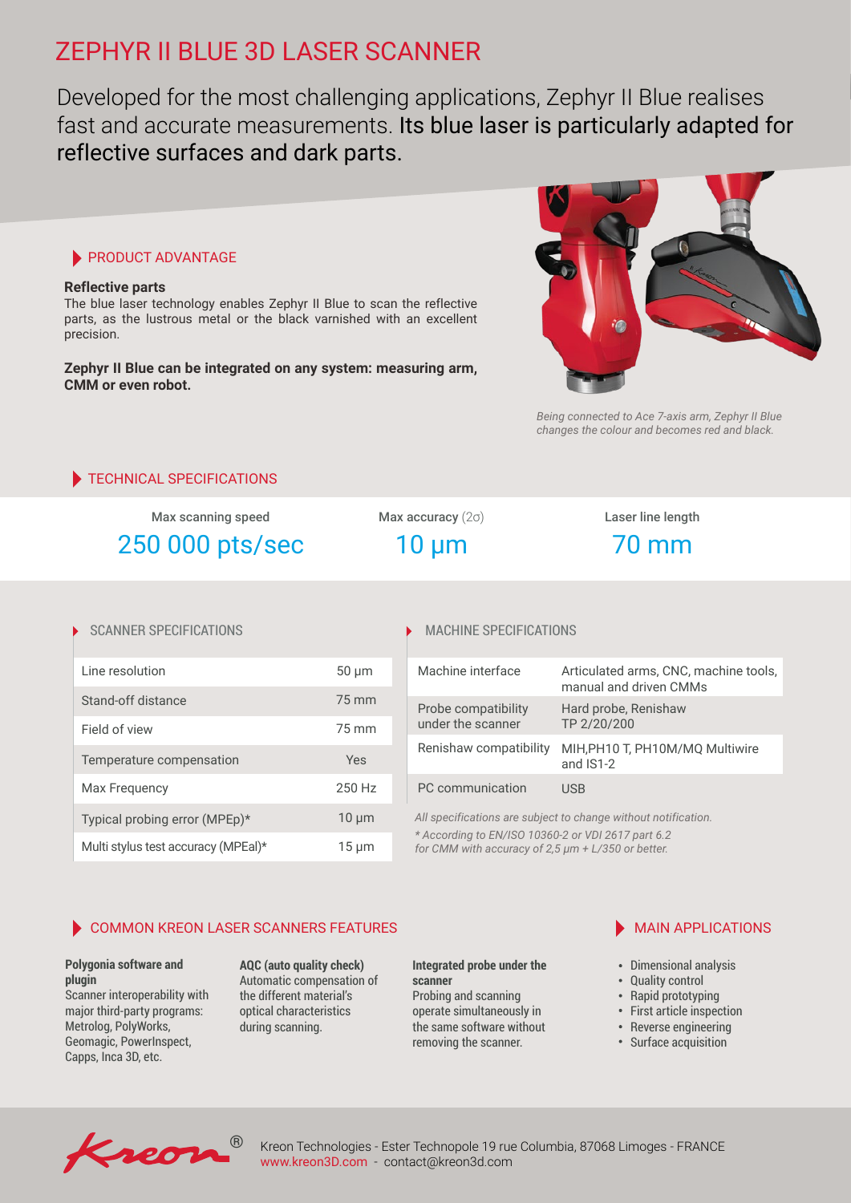# ZEPHYR II BLUE 3D LASER SCANNER

Developed for the most challenging applications, Zephyr II Blue realises fast and accurate measurements. **Its blue laser is particularly adapted for reflective surfaces and dark parts.**

## PRODUCT ADVANTAGE

**Reflective parts**
The blue laser technology enables Zephyr II Blue to scan the reflective parts, as the lustrous metal or the black varnished with an excellent precision.

**Zephyr II Blue can be integrated on any system: measuring arm, CMM or even robot.**

*Being connected to Ace 7-axis arm, Zephyr II Blue changes the colour and becomes red and black.*

## TECHNICAL SPECIFICATIONS

| Max scanning speed | Max accuracy (2σ) | Laser line length |
|---|---|---|
| 250 000 pts/sec | 10 µm | 70 mm |

### SCANNER SPECIFICATIONS

| | |
|---|---|
| Line resolution | 50 µm |
| Stand-off distance | 75 mm |
| Field of view | 75 mm |
| Temperature compensation | Yes |
| Max Frequency | 250 Hz |
| Typical probing error (MPEp)* | 10 µm |
| Multi stylus test accuracy (MPEal)* | 15 µm |

### MACHINE SPECIFICATIONS

| | |
|---|---|
| Machine interface | Articulated arms, CNC, machine tools, manual and driven CMMs |
| Probe compatibility under the scanner | Hard probe, Renishaw TP 2/20/200 |
| Renishaw compatibility | MIH,PH10 T, PH10M/MQ Multiwire and IS1-2 |
| PC communication | USB |

*All specifications are subject to change without notification.*

*\* According to EN/ISO 10360-2 or VDI 2617 part 6.2 for CMM with accuracy of 2,5 µm + L/350 or better.*

## COMMON KREON LASER SCANNERS FEATURES

**Polygonia software and plugin**
Scanner interoperability with major third-party programs: Metrolog, PolyWorks, Geomagic, PowerInspect, Capps, Inca 3D, etc.

**AQC (auto quality check)**
Automatic compensation of the different material's optical characteristics during scanning.

**Integrated probe under the scanner**
Probing and scanning operate simultaneously in the same software without removing the scanner.

## MAIN APPLICATIONS

- Dimensional analysis
- Quality control
- Rapid prototyping
- First article inspection
- Reverse engineering
- Surface acquisition

Kreon®

Kreon Technologies - Ester Technopole 19 rue Columbia, 87068 Limoges - FRANCE
www.kreon3D.com - contact@kreon3d.com